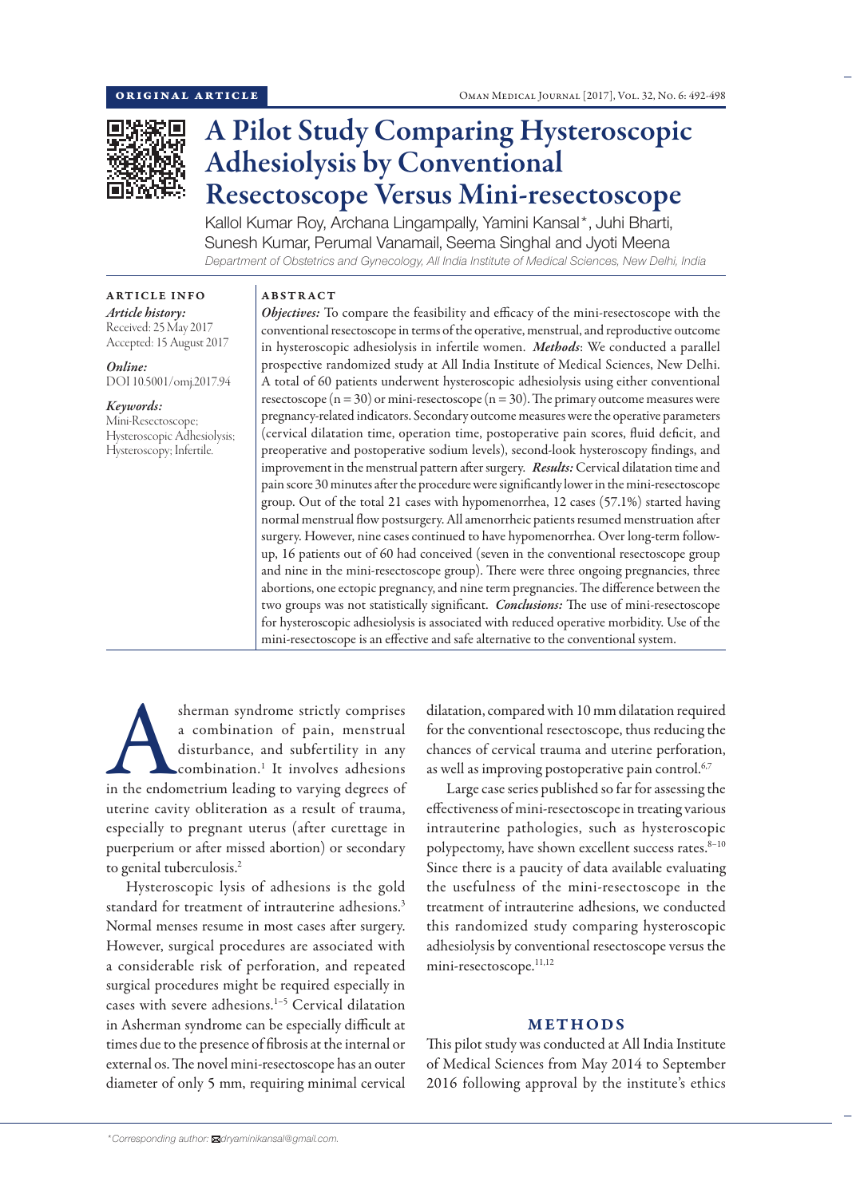ORIGINAL ARTICLE

# A Pilot Study Comparing Hysteroscopic Adhesiolysis by Conventional Resectoscope Versus Mini-resectoscope

Kallol Kumar Roy, Archana Lingampally, Yamini Kansal*, Juhi Bharti, Sunesh Kumar, Perumal Vanamail, Seema Singhal and Jyoti Meena

*Department of Obstetrics and Gynecology, All India Institute of Medical Sciences, New Delhi, India*

**ARTICLE INFO**

*Article history:*
Received: 25 May 2017
Accepted: 15 August 2017

*Online:*
DOI 10.5001/omj.2017.94

*Keywords:*
Mini-Resectoscope; Hysteroscopic Adhesiolysis; Hysteroscopy; Infertile.

**ABSTRACT**

***Objectives:*** To compare the feasibility and efficacy of the mini-resectoscope with the conventional resectoscope in terms of the operative, menstrual, and reproductive outcome in hysteroscopic adhesiolysis in infertile women. ***Methods***: We conducted a parallel prospective randomized study at All India Institute of Medical Sciences, New Delhi. A total of 60 patients underwent hysteroscopic adhesiolysis using either conventional resectoscope (n = 30) or mini-resectoscope (n = 30). The primary outcome measures were pregnancy-related indicators. Secondary outcome measures were the operative parameters (cervical dilatation time, operation time, postoperative pain scores, fluid deficit, and preoperative and postoperative sodium levels), second-look hysteroscopy findings, and improvement in the menstrual pattern after surgery. ***Results:*** Cervical dilatation time and pain score 30 minutes after the procedure were significantly lower in the mini-resectoscope group. Out of the total 21 cases with hypomenorrhea, 12 cases (57.1%) started having normal menstrual flow postsurgery. All amenorrheic patients resumed menstruation after surgery. However, nine cases continued to have hypomenorrhea. Over long-term follow-up, 16 patients out of 60 had conceived (seven in the conventional resectoscope group and nine in the mini-resectoscope group). There were three ongoing pregnancies, three abortions, one ectopic pregnancy, and nine term pregnancies. The difference between the two groups was not statistically significant. ***Conclusions:*** The use of mini-resectoscope for hysteroscopic adhesiolysis is associated with reduced operative morbidity. Use of the mini-resectoscope is an effective and safe alternative to the conventional system.

Asherman syndrome strictly comprises a combination of pain, menstrual disturbance, and subfertility in any combination.[1] It involves adhesions in the endometrium leading to varying degrees of uterine cavity obliteration as a result of trauma, especially to pregnant uterus (after curettage in puerperium or after missed abortion) or secondary to genital tuberculosis.[2]

Hysteroscopic lysis of adhesions is the gold standard for treatment of intrauterine adhesions.[3] Normal menses resume in most cases after surgery. However, surgical procedures are associated with a considerable risk of perforation, and repeated surgical procedures might be required especially in cases with severe adhesions.[1–5] Cervical dilatation in Asherman syndrome can be especially difficult at times due to the presence of fibrosis at the internal or external os. The novel mini-resectoscope has an outer diameter of only 5 mm, requiring minimal cervical dilatation, compared with 10 mm dilatation required for the conventional resectoscope, thus reducing the chances of cervical trauma and uterine perforation, as well as improving postoperative pain control.[6,7]

Large case series published so far for assessing the effectiveness of mini-resectoscope in treating various intrauterine pathologies, such as hysteroscopic polypectomy, have shown excellent success rates.[8–10] Since there is a paucity of data available evaluating the usefulness of the mini-resectoscope in the treatment of intrauterine adhesions, we conducted this randomized study comparing hysteroscopic adhesiolysis by conventional resectoscope versus the mini-resectoscope.[11,12]

## METHODS

This pilot study was conducted at All India Institute of Medical Sciences from May 2014 to September 2016 following approval by the institute's ethics

*Corresponding author: dryaminikansal@gmail.com.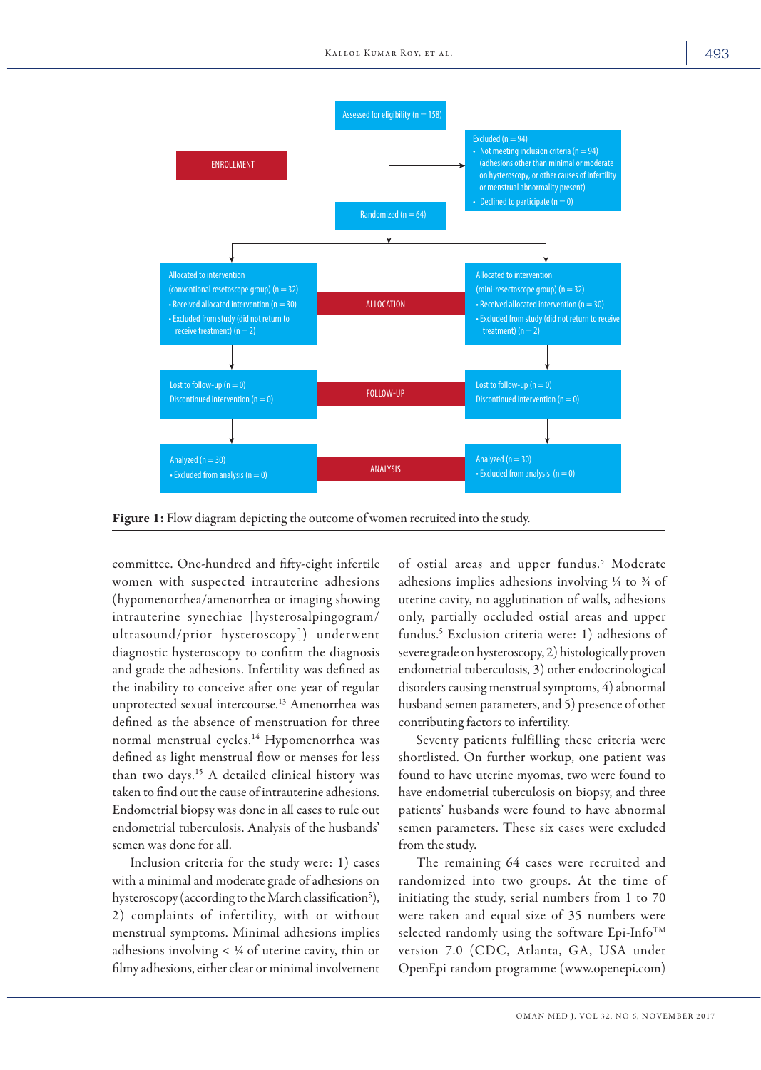ENROLLMENT

Assessed for eligibility (n = 158)

Excluded (n = 94)
- Not meeting inclusion criteria (n = 94) (adhesions other than minimal or moderate on hysteroscopy, or other causes of infertility or menstrual abnormality present)
- Declined to participate (n = 0)

Randomized (n = 64)

ALLOCATION

Allocated to intervention (conventional resetoscope group) (n = 32)
- Received allocated intervention (n = 30)
- Excluded from study (did not return to receive treatment) (n = 2)

Allocated to intervention (mini-resectoscope group) (n = 32)
- Received allocated intervention (n = 30)
- Excluded from study (did not return to receive treatment) (n = 2)

FOLLOW-UP

Lost to follow-up (n = 0)
Discontinued intervention (n = 0)

Lost to follow-up (n = 0)
Discontinued intervention (n = 0)

ANALYSIS

Analyzed (n = 30)
- Excluded from analysis (n = 0)

Analyzed (n = 30)
- Excluded from analysis (n = 0)

**Figure 1:** Flow diagram depicting the outcome of women recruited into the study.

committee. One-hundred and fifty-eight infertile women with suspected intrauterine adhesions (hypomenorrhea/amenorrhea or imaging showing intrauterine synechiae [hysterosalpingogram/ultrasound/prior hysteroscopy]) underwent diagnostic hysteroscopy to confirm the diagnosis and grade the adhesions. Infertility was defined as the inability to conceive after one year of regular unprotected sexual intercourse.[13] Amenorrhea was defined as the absence of menstruation for three normal menstrual cycles.[14] Hypomenorrhea was defined as light menstrual flow or menses for less than two days.[15] A detailed clinical history was taken to find out the cause of intrauterine adhesions. Endometrial biopsy was done in all cases to rule out endometrial tuberculosis. Analysis of the husbands' semen was done for all.

Inclusion criteria for the study were: 1) cases with a minimal and moderate grade of adhesions on hysteroscopy (according to the March classification[5]), 2) complaints of infertility, with or without menstrual symptoms. Minimal adhesions implies adhesions involving < ¼ of uterine cavity, thin or filmy adhesions, either clear or minimal involvement of ostial areas and upper fundus.[5] Moderate adhesions implies adhesions involving ¼ to ¾ of uterine cavity, no agglutination of walls, adhesions only, partially occluded ostial areas and upper fundus.[5] Exclusion criteria were: 1) adhesions of severe grade on hysteroscopy, 2) histologically proven endometrial tuberculosis, 3) other endocrinological disorders causing menstrual symptoms, 4) abnormal husband semen parameters, and 5) presence of other contributing factors to infertility.

Seventy patients fulfilling these criteria were shortlisted. On further workup, one patient was found to have uterine myomas, two were found to have endometrial tuberculosis on biopsy, and three patients' husbands were found to have abnormal semen parameters. These six cases were excluded from the study.

The remaining 64 cases were recruited and randomized into two groups. At the time of initiating the study, serial numbers from 1 to 70 were taken and equal size of 35 numbers were selected randomly using the software Epi-Info™ version 7.0 (CDC, Atlanta, GA, USA under OpenEpi random programme (www.openepi.com)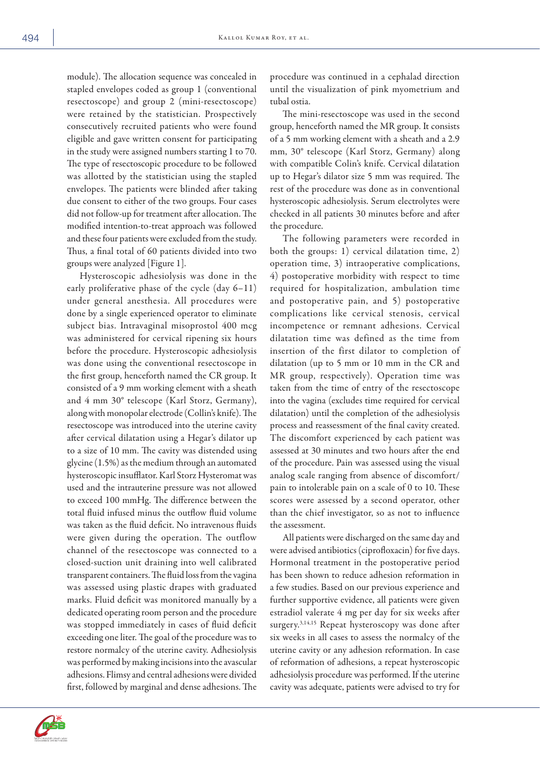module). The allocation sequence was concealed in stapled envelopes coded as group 1 (conventional resectoscope) and group 2 (mini-resectoscope) were retained by the statistician. Prospectively consecutively recruited patients who were found eligible and gave written consent for participating in the study were assigned numbers starting 1 to 70. The type of resectoscopic procedure to be followed was allotted by the statistician using the stapled envelopes. The patients were blinded after taking due consent to either of the two groups. Four cases did not follow-up for treatment after allocation. The modified intention-to-treat approach was followed and these four patients were excluded from the study. Thus, a final total of 60 patients divided into two groups were analyzed [Figure 1].

Hysteroscopic adhesiolysis was done in the early proliferative phase of the cycle (day 6–11) under general anesthesia. All procedures were done by a single experienced operator to eliminate subject bias. Intravaginal misoprostol 400 mcg was administered for cervical ripening six hours before the procedure. Hysteroscopic adhesiolysis was done using the conventional resectoscope in the first group, henceforth named the CR group. It consisted of a 9 mm working element with a sheath and 4 mm 30° telescope (Karl Storz, Germany), along with monopolar electrode (Collin's knife). The resectoscope was introduced into the uterine cavity after cervical dilatation using a Hegar's dilator up to a size of 10 mm. The cavity was distended using glycine (1.5%) as the medium through an automated hysteroscopic insufflator. Karl Storz Hysteromat was used and the intrauterine pressure was not allowed to exceed 100 mmHg. The difference between the total fluid infused minus the outflow fluid volume was taken as the fluid deficit. No intravenous fluids were given during the operation. The outflow channel of the resectoscope was connected to a closed-suction unit draining into well calibrated transparent containers. The fluid loss from the vagina was assessed using plastic drapes with graduated marks. Fluid deficit was monitored manually by a dedicated operating room person and the procedure was stopped immediately in cases of fluid deficit exceeding one liter. The goal of the procedure was to restore normalcy of the uterine cavity. Adhesiolysis was performed by making incisions into the avascular adhesions. Flimsy and central adhesions were divided first, followed by marginal and dense adhesions. The procedure was continued in a cephalad direction until the visualization of pink myometrium and tubal ostia.

The mini-resectoscope was used in the second group, henceforth named the MR group. It consists of a 5 mm working element with a sheath and a 2.9 mm, 30° telescope (Karl Storz, Germany) along with compatible Colin's knife. Cervical dilatation up to Hegar's dilator size 5 mm was required. The rest of the procedure was done as in conventional hysteroscopic adhesiolysis. Serum electrolytes were checked in all patients 30 minutes before and after the procedure.

The following parameters were recorded in both the groups: 1) cervical dilatation time, 2) operation time, 3) intraoperative complications, 4) postoperative morbidity with respect to time required for hospitalization, ambulation time and postoperative pain, and 5) postoperative complications like cervical stenosis, cervical incompetence or remnant adhesions. Cervical dilatation time was defined as the time from insertion of the first dilator to completion of dilatation (up to 5 mm or 10 mm in the CR and MR group, respectively). Operation time was taken from the time of entry of the resectoscope into the vagina (excludes time required for cervical dilatation) until the completion of the adhesiolysis process and reassessment of the final cavity created. The discomfort experienced by each patient was assessed at 30 minutes and two hours after the end of the procedure. Pain was assessed using the visual analog scale ranging from absence of discomfort/pain to intolerable pain on a scale of 0 to 10. These scores were assessed by a second operator, other than the chief investigator, so as not to influence the assessment.

All patients were discharged on the same day and were advised antibiotics (ciprofloxacin) for five days. Hormonal treatment in the postoperative period has been shown to reduce adhesion reformation in a few studies. Based on our previous experience and further supportive evidence, all patients were given estradiol valerate 4 mg per day for six weeks after surgery.[3,14,15] Repeat hysteroscopy was done after six weeks in all cases to assess the normalcy of the uterine cavity or any adhesion reformation. In case of reformation of adhesions, a repeat hysteroscopic adhesiolysis procedure was performed. If the uterine cavity was adequate, patients were advised to try for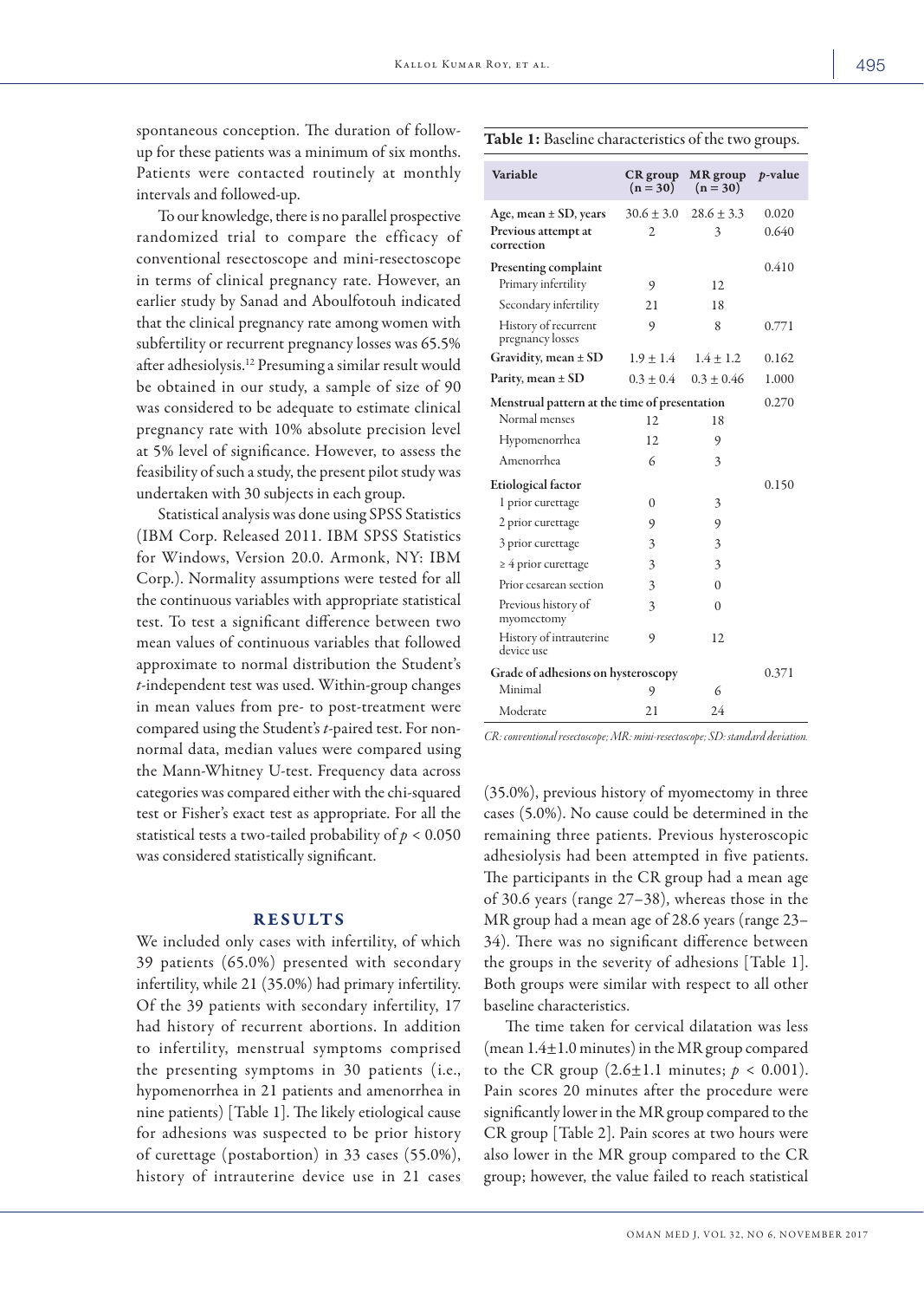spontaneous conception. The duration of follow-up for these patients was a minimum of six months. Patients were contacted routinely at monthly intervals and followed-up.

To our knowledge, there is no parallel prospective randomized trial to compare the efficacy of conventional resectoscope and mini-resectoscope in terms of clinical pregnancy rate. However, an earlier study by Sanad and Aboulfotouh indicated that the clinical pregnancy rate among women with subfertility or recurrent pregnancy losses was 65.5% after adhesiolysis.[12] Presuming a similar result would be obtained in our study, a sample of size of 90 was considered to be adequate to estimate clinical pregnancy rate with 10% absolute precision level at 5% level of significance. However, to assess the feasibility of such a study, the present pilot study was undertaken with 30 subjects in each group.

Statistical analysis was done using SPSS Statistics (IBM Corp. Released 2011. IBM SPSS Statistics for Windows, Version 20.0. Armonk, NY: IBM Corp.). Normality assumptions were tested for all the continuous variables with appropriate statistical test. To test a significant difference between two mean values of continuous variables that followed approximate to normal distribution the Student's *t*-independent test was used. Within-group changes in mean values from pre- to post-treatment were compared using the Student's *t*-paired test. For non-normal data, median values were compared using the Mann-Whitney U-test. Frequency data across categories was compared either with the chi-squared test or Fisher's exact test as appropriate. For all the statistical tests a two-tailed probability of $p < 0.050$ was considered statistically significant.

## RESULTS

We included only cases with infertility, of which 39 patients (65.0%) presented with secondary infertility, while 21 (35.0%) had primary infertility. Of the 39 patients with secondary infertility, 17 had history of recurrent abortions. In addition to infertility, menstrual symptoms comprised the presenting symptoms in 30 patients (i.e., hypomenorrhea in 21 patients and amenorrhea in nine patients) [Table 1]. The likely etiological cause for adhesions was suspected to be prior history of curettage (postabortion) in 33 cases (55.0%), history of intrauterine device use in 21 cases (35.0%), previous history of myomectomy in three cases (5.0%). No cause could be determined in the remaining three patients. Previous hysteroscopic adhesiolysis had been attempted in five patients. The participants in the CR group had a mean age of 30.6 years (range 27–38), whereas those in the MR group had a mean age of 28.6 years (range 23–34). There was no significant difference between the groups in the severity of adhesions [Table 1]. Both groups were similar with respect to all other baseline characteristics.

**Table 1:** Baseline characteristics of the two groups.

| Variable | CR group (n = 30) | MR group (n = 30) | *p*-value |
|---|---|---|---|
| Age, mean ± SD, years | 30.6 ± 3.0 | 28.6 ± 3.3 | 0.020 |
| Previous attempt at correction | 2 | 3 | 0.640 |
| **Presenting complaint** | | | 0.410 |
| Primary infertility | 9 | 12 | |
| Secondary infertility | 21 | 18 | |
| History of recurrent pregnancy losses | 9 | 8 | 0.771 |
| Gravidity, mean ± SD | 1.9 ± 1.4 | 1.4 ± 1.2 | 0.162 |
| Parity, mean ± SD | 0.3 ± 0.4 | 0.3 ± 0.46 | 1.000 |
| **Menstrual pattern at the time of presentation** | | | 0.270 |
| Normal menses | 12 | 18 | |
| Hypomenorrhea | 12 | 9 | |
| Amenorrhea | 6 | 3 | |
| **Etiological factor** | | | 0.150 |
| 1 prior curettage | 0 | 3 | |
| 2 prior curettage | 9 | 9 | |
| 3 prior curettage | 3 | 3 | |
| ≥ 4 prior curettage | 3 | 3 | |
| Prior cesarean section | 3 | 0 | |
| Previous history of myomectomy | 3 | 0 | |
| History of intrauterine device use | 9 | 12 | |
| **Grade of adhesions on hysteroscopy** | | | 0.371 |
| Minimal | 9 | 6 | |
| Moderate | 21 | 24 | |

*CR: conventional resectoscope; MR: mini-resectoscope; SD: standard deviation.*

The time taken for cervical dilatation was less (mean 1.4±1.0 minutes) in the MR group compared to the CR group (2.6±1.1 minutes; $p < 0.001$). Pain scores 20 minutes after the procedure were significantly lower in the MR group compared to the CR group [Table 2]. Pain scores at two hours were also lower in the MR group compared to the CR group; however, the value failed to reach statistical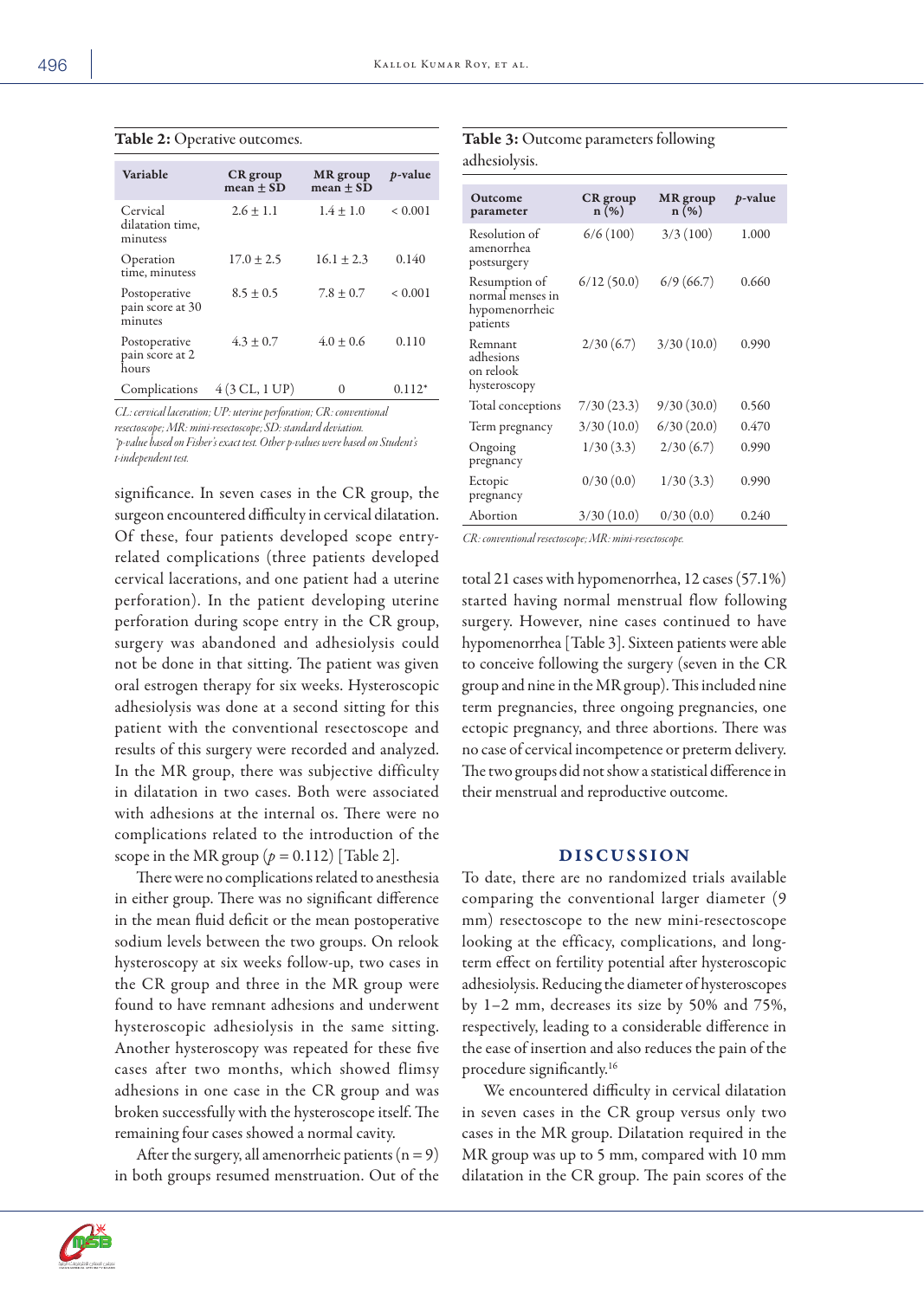**Table 2:** Operative outcomes.

| Variable | CR group mean ± SD | MR group mean ± SD | *p*-value |
|---|---|---|---|
| Cervical dilatation time, minutes | 2.6 ± 1.1 | 1.4 ± 1.0 | < 0.001 |
| Operation time, minutes | 17.0 ± 2.5 | 16.1 ± 2.3 | 0.140 |
| Postoperative pain score at 30 minutes | 8.5 ± 0.5 | 7.8 ± 0.7 | < 0.001 |
| Postoperative pain score at 2 hours | 4.3 ± 0.7 | 4.0 ± 0.6 | 0.110 |
| Complications | 4 (3 CL, 1 UP) | 0 | 0.112* |

*CL: cervical laceration; UP: uterine perforation; CR: conventional resectoscope; MR: mini-resectoscope; SD: standard deviation.*
*\*p-value based on Fisher's exact test. Other p-values were based on Student's t-independent test.*

significance. In seven cases in the CR group, the surgeon encountered difficulty in cervical dilatation. Of these, four patients developed scope entry-related complications (three patients developed cervical lacerations, and one patient had a uterine perforation). In the patient developing uterine perforation during scope entry in the CR group, surgery was abandoned and adhesiolysis could not be done in that sitting. The patient was given oral estrogen therapy for six weeks. Hysteroscopic adhesiolysis was done at a second sitting for this patient with the conventional resectoscope and results of this surgery were recorded and analyzed. In the MR group, there was subjective difficulty in dilatation in two cases. Both were associated with adhesions at the internal os. There were no complications related to the introduction of the scope in the MR group ($p = 0.112$) [Table 2].

There were no complications related to anesthesia in either group. There was no significant difference in the mean fluid deficit or the mean postoperative sodium levels between the two groups. On relook hysteroscopy at six weeks follow-up, two cases in the CR group and three in the MR group were found to have remnant adhesions and underwent hysteroscopic adhesiolysis in the same sitting. Another hysteroscopy was repeated for these five cases after two months, which showed flimsy adhesions in one case in the CR group and was broken successfully with the hysteroscope itself. The remaining four cases showed a normal cavity.

After the surgery, all amenorrheic patients ($n = 9$) in both groups resumed menstruation. Out of the total 21 cases with hypomenorrhea, 12 cases (57.1%) started having normal menstrual flow following surgery. However, nine cases continued to have hypomenorrhea [Table 3]. Sixteen patients were able to conceive following the surgery (seven in the CR group and nine in the MR group). This included nine term pregnancies, three ongoing pregnancies, one ectopic pregnancy, and three abortions. There was no case of cervical incompetence or preterm delivery. The two groups did not show a statistical difference in their menstrual and reproductive outcome.

**Table 3:** Outcome parameters following adhesiolysis.

| Outcome parameter | CR group n (%) | MR group n (%) | *p*-value |
|---|---|---|---|
| Resolution of amenorrhea postsurgery | 6/6 (100) | 3/3 (100) | 1.000 |
| Resumption of normal menses in hypomenorrheic patients | 6/12 (50.0) | 6/9 (66.7) | 0.660 |
| Remnant adhesions on relook hysteroscopy | 2/30 (6.7) | 3/30 (10.0) | 0.990 |
| Total conceptions | 7/30 (23.3) | 9/30 (30.0) | 0.560 |
| Term pregnancy | 3/30 (10.0) | 6/30 (20.0) | 0.470 |
| Ongoing pregnancy | 1/30 (3.3) | 2/30 (6.7) | 0.990 |
| Ectopic pregnancy | 0/30 (0.0) | 1/30 (3.3) | 0.990 |
| Abortion | 3/30 (10.0) | 0/30 (0.0) | 0.240 |

*CR: conventional resectoscope; MR: mini-resectoscope.*

## DISCUSSION

To date, there are no randomized trials available comparing the conventional larger diameter (9 mm) resectoscope to the new mini-resectoscope looking at the efficacy, complications, and long-term effect on fertility potential after hysteroscopic adhesiolysis. Reducing the diameter of hysteroscopes by 1–2 mm, decreases its size by 50% and 75%, respectively, leading to a considerable difference in the ease of insertion and also reduces the pain of the procedure significantly.[16]

We encountered difficulty in cervical dilatation in seven cases in the CR group versus only two cases in the MR group. Dilatation required in the MR group was up to 5 mm, compared with 10 mm dilatation in the CR group. The pain scores of the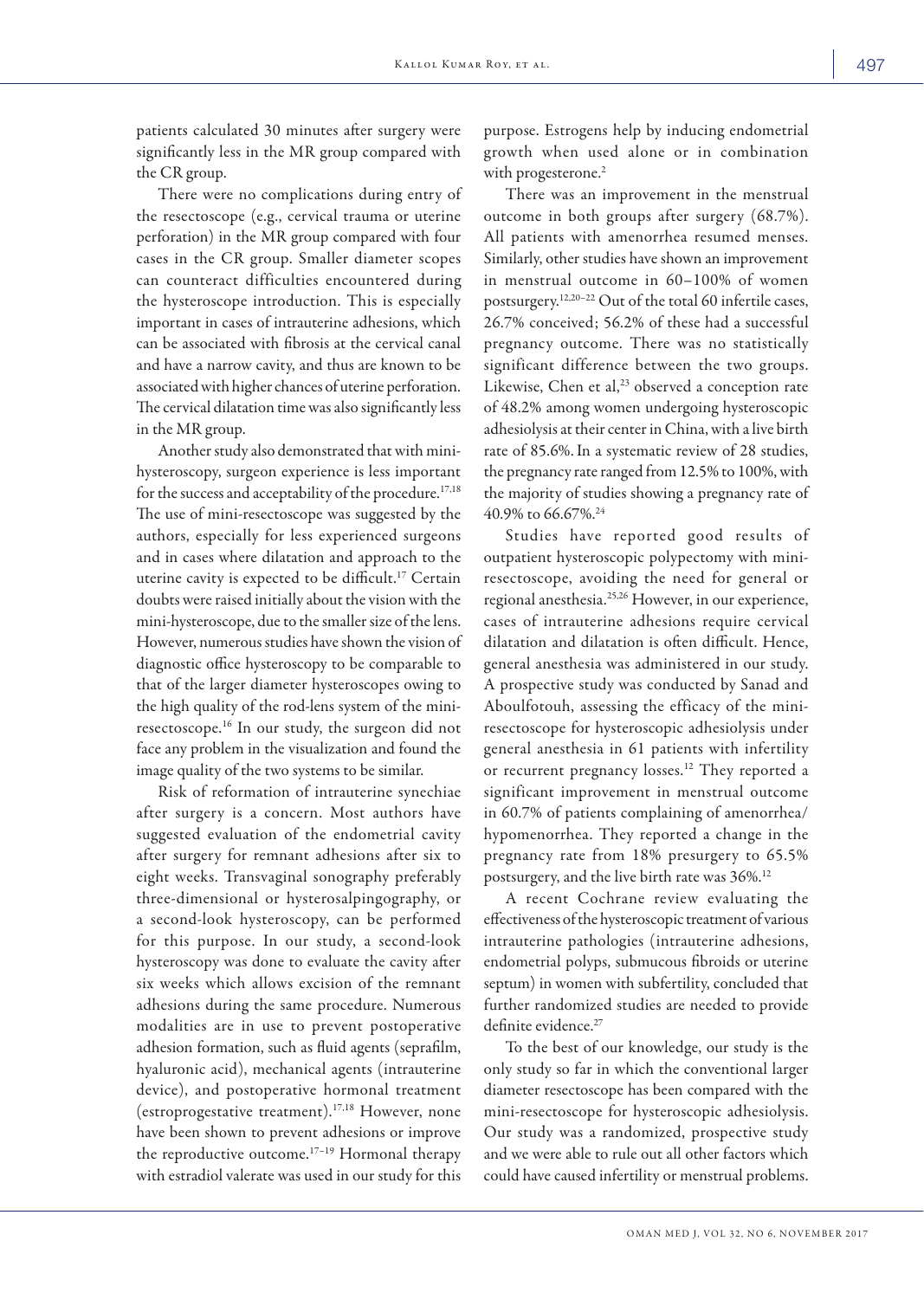patients calculated 30 minutes after surgery were significantly less in the MR group compared with the CR group.

There were no complications during entry of the resectoscope (e.g., cervical trauma or uterine perforation) in the MR group compared with four cases in the CR group. Smaller diameter scopes can counteract difficulties encountered during the hysteroscope introduction. This is especially important in cases of intrauterine adhesions, which can be associated with fibrosis at the cervical canal and have a narrow cavity, and thus are known to be associated with higher chances of uterine perforation. The cervical dilatation time was also significantly less in the MR group.

Another study also demonstrated that with mini-hysteroscopy, surgeon experience is less important for the success and acceptability of the procedure.[17,18] The use of mini-resectoscope was suggested by the authors, especially for less experienced surgeons and in cases where dilatation and approach to the uterine cavity is expected to be difficult.[17] Certain doubts were raised initially about the vision with the mini-hysteroscope, due to the smaller size of the lens. However, numerous studies have shown the vision of diagnostic office hysteroscopy to be comparable to that of the larger diameter hysteroscopes owing to the high quality of the rod-lens system of the mini-resectoscope.[16] In our study, the surgeon did not face any problem in the visualization and found the image quality of the two systems to be similar.

Risk of reformation of intrauterine synechiae after surgery is a concern. Most authors have suggested evaluation of the endometrial cavity after surgery for remnant adhesions after six to eight weeks. Transvaginal sonography preferably three-dimensional or hysterosalpingography, or a second-look hysteroscopy, can be performed for this purpose. In our study, a second-look hysteroscopy was done to evaluate the cavity after six weeks which allows excision of the remnant adhesions during the same procedure. Numerous modalities are in use to prevent postoperative adhesion formation, such as fluid agents (seprafilm, hyaluronic acid), mechanical agents (intrauterine device), and postoperative hormonal treatment (estroprogestative treatment).[17,18] However, none have been shown to prevent adhesions or improve the reproductive outcome.[17–19] Hormonal therapy with estradiol valerate was used in our study for this purpose. Estrogens help by inducing endometrial growth when used alone or in combination with progesterone.[2]

There was an improvement in the menstrual outcome in both groups after surgery (68.7%). All patients with amenorrhea resumed menses. Similarly, other studies have shown an improvement in menstrual outcome in 60–100% of women postsurgery.[12,20–22] Out of the total 60 infertile cases, 26.7% conceived; 56.2% of these had a successful pregnancy outcome. There was no statistically significant difference between the two groups. Likewise, Chen et al,[23] observed a conception rate of 48.2% among women undergoing hysteroscopic adhesiolysis at their center in China, with a live birth rate of 85.6%. In a systematic review of 28 studies, the pregnancy rate ranged from 12.5% to 100%, with the majority of studies showing a pregnancy rate of 40.9% to 66.67%.[24]

Studies have reported good results of outpatient hysteroscopic polypectomy with mini-resectoscope, avoiding the need for general or regional anesthesia.[25,26] However, in our experience, cases of intrauterine adhesions require cervical dilatation and dilatation is often difficult. Hence, general anesthesia was administered in our study. A prospective study was conducted by Sanad and Aboulfotouh, assessing the efficacy of the mini-resectoscope for hysteroscopic adhesiolysis under general anesthesia in 61 patients with infertility or recurrent pregnancy losses.[12] They reported a significant improvement in menstrual outcome in 60.7% of patients complaining of amenorrhea/hypomenorrhea. They reported a change in the pregnancy rate from 18% presurgery to 65.5% postsurgery, and the live birth rate was 36%.[12]

A recent Cochrane review evaluating the effectiveness of the hysteroscopic treatment of various intrauterine pathologies (intrauterine adhesions, endometrial polyps, submucous fibroids or uterine septum) in women with subfertility, concluded that further randomized studies are needed to provide definite evidence.[27]

To the best of our knowledge, our study is the only study so far in which the conventional larger diameter resectoscope has been compared with the mini-resectoscope for hysteroscopic adhesiolysis. Our study was a randomized, prospective study and we were able to rule out all other factors which could have caused infertility or menstrual problems.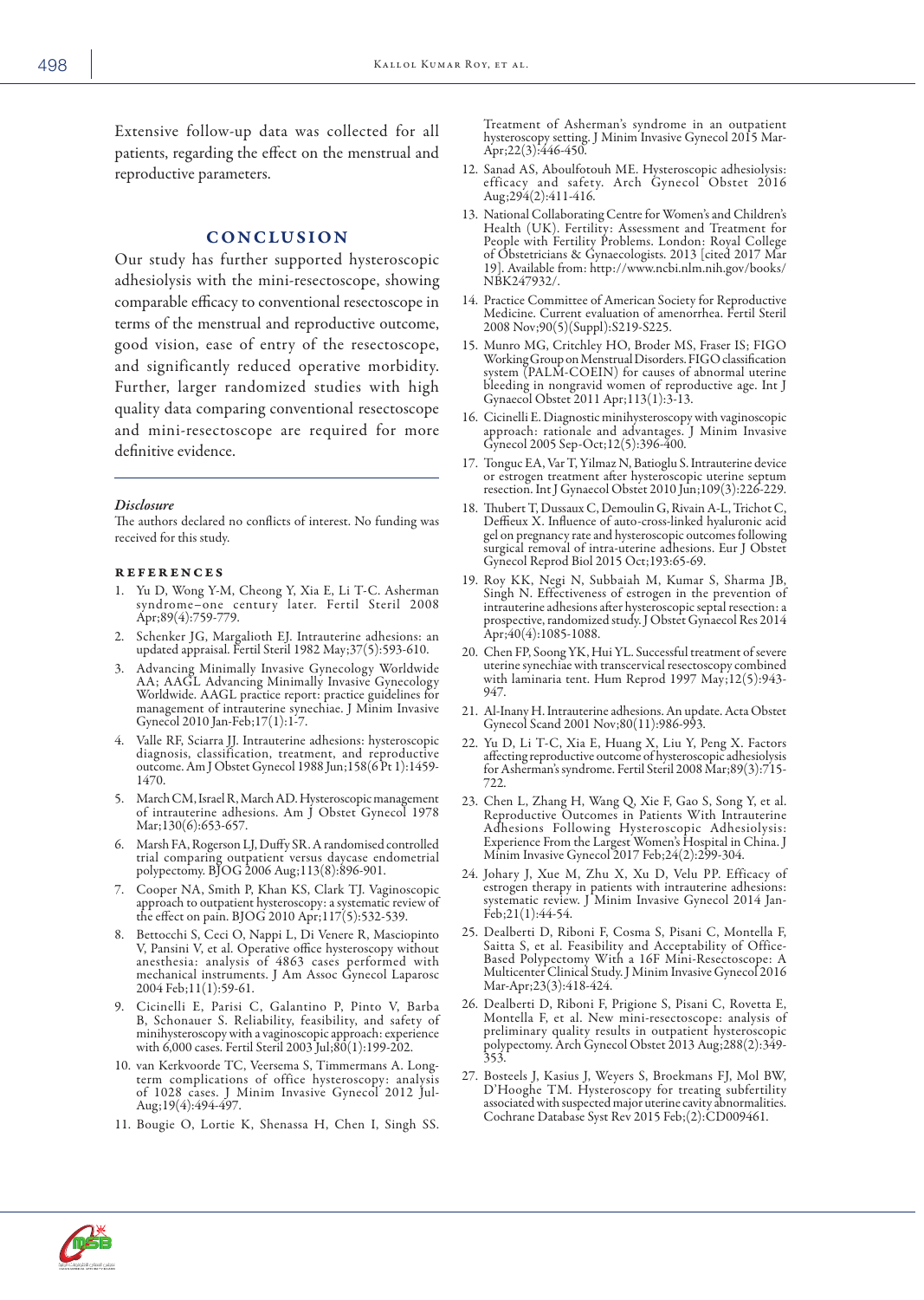Extensive follow-up data was collected for all patients, regarding the effect on the menstrual and reproductive parameters.

## CONCLUSION

Our study has further supported hysteroscopic adhesiolysis with the mini-resectoscope, showing comparable efficacy to conventional resectoscope in terms of the menstrual and reproductive outcome, good vision, ease of entry of the resectoscope, and significantly reduced operative morbidity. Further, larger randomized studies with high quality data comparing conventional resectoscope and mini-resectoscope are required for more definitive evidence.

### *Disclosure*

The authors declared no conflicts of interest. No funding was received for this study.

### REFERENCES

1. Yu D, Wong Y-M, Cheong Y, Xia E, Li T-C. Asherman syndrome–one century later. Fertil Steril 2008 Apr;89(4):759-779.
2. Schenker JG, Margalioth EJ. Intrauterine adhesions: an updated appraisal. Fertil Steril 1982 May;37(5):593-610.
3. Advancing Minimally Invasive Gynecology Worldwide AA; AAGL Advancing Minimally Invasive Gynecology Worldwide. AAGL practice report: practice guidelines for management of intrauterine synechiae. J Minim Invasive Gynecol 2010 Jan-Feb;17(1):1-7.
4. Valle RF, Sciarra JJ. Intrauterine adhesions: hysteroscopic diagnosis, classification, treatment, and reproductive outcome. Am J Obstet Gynecol 1988 Jun;158(6 Pt 1):1459-1470.
5. March CM, Israel R, March AD. Hysteroscopic management of intrauterine adhesions. Am J Obstet Gynecol 1978 Mar;130(6):653-657.
6. Marsh FA, Rogerson LJ, Duffy SR. A randomised controlled trial comparing outpatient versus daycase endometrial polypectomy. BJOG 2006 Aug;113(8):896-901.
7. Cooper NA, Smith P, Khan KS, Clark TJ. Vaginoscopic approach to outpatient hysteroscopy: a systematic review of the effect on pain. BJOG 2010 Apr;117(5):532-539.
8. Bettocchi S, Ceci O, Nappi L, Di Venere R, Masciopinto V, Pansini V, et al. Operative office hysteroscopy without anesthesia: analysis of 4863 cases performed with mechanical instruments. J Am Assoc Gynecol Laparosc 2004 Feb;11(1):59-61.
9. Cicinelli E, Parisi C, Galantino P, Pinto V, Barba B, Schonauer S. Reliability, feasibility, and safety of minihysteroscopy with a vaginoscopic approach: experience with 6,000 cases. Fertil Steril 2003 Jul;80(1):199-202.
10. van Kerkvoorde TC, Veersema S, Timmermans A. Long-term complications of office hysteroscopy: analysis of 1028 cases. J Minim Invasive Gynecol 2012 Jul-Aug;19(4):494-497.
11. Bougie O, Lortie K, Shenassa H, Chen I, Singh SS. Treatment of Asherman's syndrome in an outpatient hysteroscopy setting. J Minim Invasive Gynecol 2015 Mar-Apr;22(3):446-450.
12. Sanad AS, Aboulfotouh ME. Hysteroscopic adhesiolysis: efficacy and safety. Arch Gynecol Obstet 2016 Aug;294(2):411-416.
13. National Collaborating Centre for Women's and Children's Health (UK). Fertility: Assessment and Treatment for People with Fertility Problems. London: Royal College of Obstetricians & Gynaecologists. 2013 [cited 2017 Mar 19]. Available from: http://www.ncbi.nlm.nih.gov/books/NBK247932/.
14. Practice Committee of American Society for Reproductive Medicine. Current evaluation of amenorrhea. Fertil Steril 2008 Nov;90(5)(Suppl):S219-S225.
15. Munro MG, Critchley HO, Broder MS, Fraser IS; FIGO Working Group on Menstrual Disorders. FIGO classification system (PALM-COEIN) for causes of abnormal uterine bleeding in nongravid women of reproductive age. Int J Gynaecol Obstet 2011 Apr;113(1):3-13.
16. Cicinelli E. Diagnostic minihysteroscopy with vaginoscopic approach: rationale and advantages. J Minim Invasive Gynecol 2005 Sep-Oct;12(5):396-400.
17. Tonguc EA, Var T, Yilmaz N, Batioglu S. Intrauterine device or estrogen treatment after hysteroscopic uterine septum resection. Int J Gynaecol Obstet 2010 Jun;109(3):226-229.
18. Thubert T, Dussaux C, Demoulin G, Rivain A-L, Trichot C, Deffieux X. Influence of auto-cross-linked hyaluronic acid gel on pregnancy rate and hysteroscopic outcomes following surgical removal of intra-uterine adhesions. Eur J Obstet Gynecol Reprod Biol 2015 Oct;193:65-69.
19. Roy KK, Negi N, Subbaiah M, Kumar S, Sharma JB, Singh N. Effectiveness of estrogen in the prevention of intrauterine adhesions after hysteroscopic septal resection: a prospective, randomized study. J Obstet Gynaecol Res 2014 Apr;40(4):1085-1088.
20. Chen FP, Soong YK, Hui YL. Successful treatment of severe uterine synechiae with transcervical resectoscopy combined with laminaria tent. Hum Reprod 1997 May;12(5):943-947.
21. Al-Inany H. Intrauterine adhesions. An update. Acta Obstet Gynecol Scand 2001 Nov;80(11):986-993.
22. Yu D, Li T-C, Xia E, Huang X, Liu Y, Peng X. Factors affecting reproductive outcome of hysteroscopic adhesiolysis for Asherman's syndrome. Fertil Steril 2008 Mar;89(3):715-722.
23. Chen L, Zhang H, Wang Q, Xie F, Gao S, Song Y, et al. Reproductive Outcomes in Patients With Intrauterine Adhesions Following Hysteroscopic Adhesiolysis: Experience From the Largest Women's Hospital in China. J Minim Invasive Gynecol 2017 Feb;24(2):299-304.
24. Johary J, Xue M, Zhu X, Xu D, Velu PP. Efficacy of estrogen therapy in patients with intrauterine adhesions: systematic review. J Minim Invasive Gynecol 2014 Jan-Feb;21(1):44-54.
25. Dealberti D, Riboni F, Cosma S, Pisani C, Montella F, Saitta S, et al. Feasibility and Acceptability of Office-Based Polypectomy With a 16F Mini-Resectoscope: A Multicenter Clinical Study. J Minim Invasive Gynecol 2016 Mar-Apr;23(3):418-424.
26. Dealberti D, Riboni F, Prigione S, Pisani C, Rovetta E, Montella F, et al. New mini-resectoscope: analysis of preliminary quality results in outpatient hysteroscopic polypectomy. Arch Gynecol Obstet 2013 Aug;288(2):349-353.
27. Bosteels J, Kasius J, Weyers S, Broekmans FJ, Mol BW, D'Hooghe TM. Hysteroscopy for treating subfertility associated with suspected major uterine cavity abnormalities. Cochrane Database Syst Rev 2015 Feb;(2):CD009461.